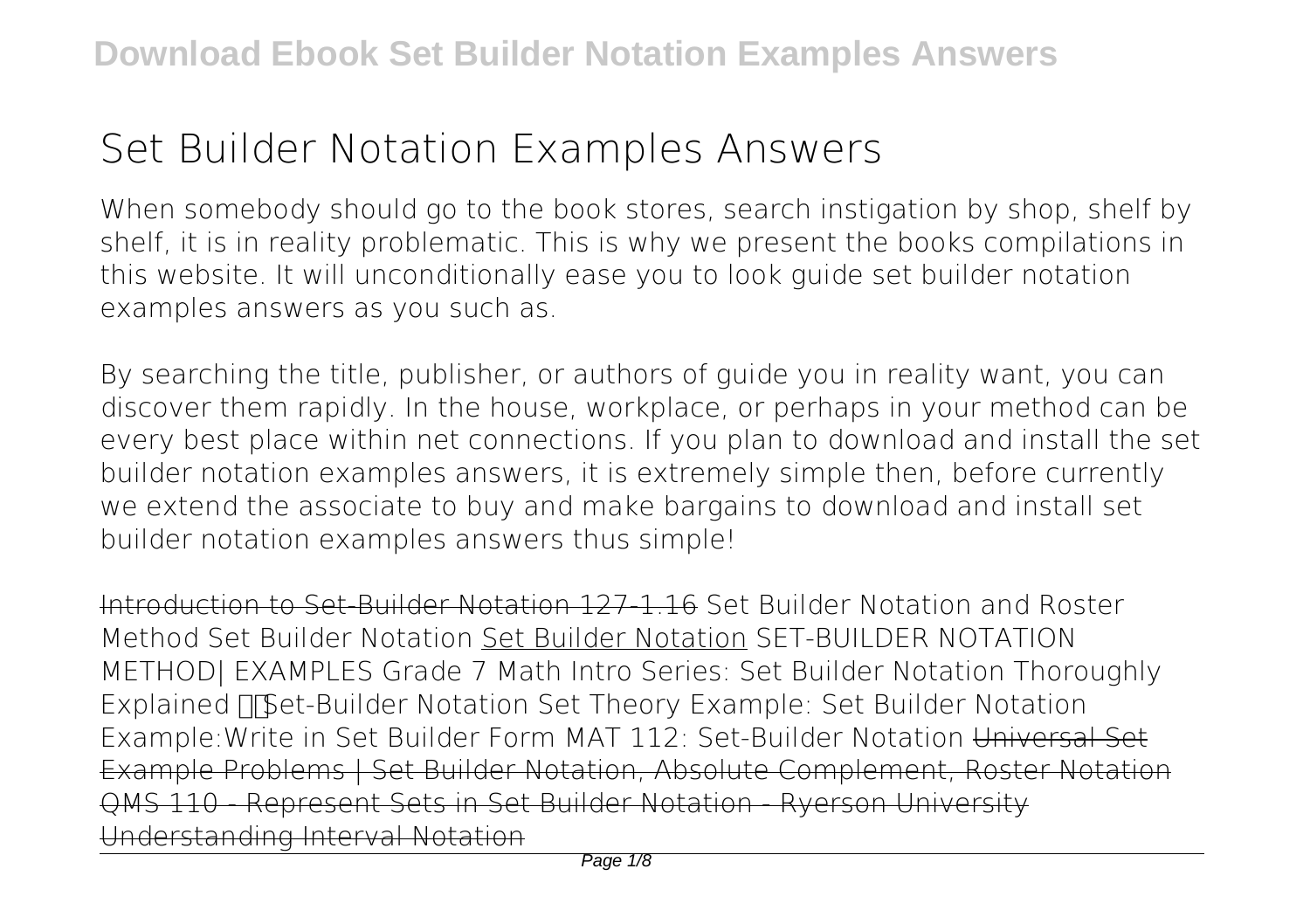# Set Builder Notation Examples Answers

When somebody should go to the book stores, search instigation by shop, shelf by shelf, it is in reality problematic. This is why we present the books compilations in this website. It will unconditionally ease you to look guide set builder notation examples answers as you such as.

By searching the title, publisher, or authors of guide you in reality want, you can discover them rapidly. In the house, workplace, or perhaps in your method can be every best place within net connections. If you plan to download and install the set builder notation examples answers, it is extremely simple then, before currently we extend the associate to buy and make bargains to download and install set builder notation examples answers thus simple!

Introduction to Set-Builder Notation 127-1.16 Set Builder Notation and Roster Method Set Builder Notation Set Builder Notation SET-BUILDER NOTATION METHOD| EXAMPLES Grade 7 Math Intro Series: Set Builder Notation Thoroughly Explained Set-Builder Notation Set Theory Example: Set Builder Notation Example:Write in Set Builder Form MAT 112: Set-Builder Notation Universal Set Example Problems | Set Builder Notation, Absolute Complement, Roster Notation QMS 110 - Represent Sets in Set Builder Notation - Ryerson University Understanding Interval Notation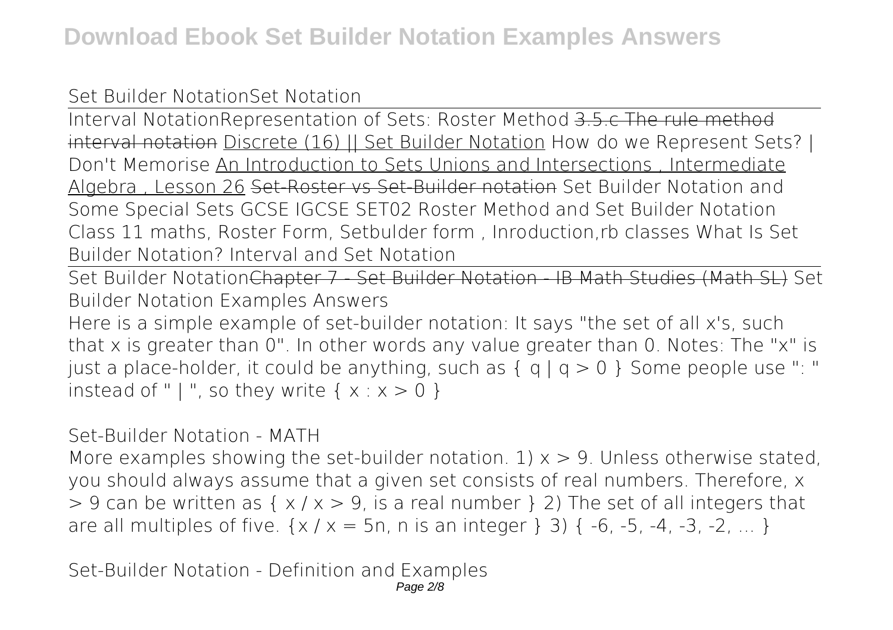Set Builder NotationSet Notation

Interval NotationRepresentation of Sets: Roster Method ~~3.5.c The rule method interval notation~~ Discrete (16) || Set Builder Notation How do we Represent Sets? | Don't Memorise An Introduction to Sets Unions and Intersections , Intermediate Algebra , Lesson 26 ~~Set-Roster vs Set-Builder notation~~ Set Builder Notation and Some Special Sets GCSE IGCSE SET02 Roster Method and Set Builder Notation Class 11 maths, Roster Form, Setbulder form , Inroduction,rb classes What Is Set Builder Notation? Interval and Set Notation

Set Builder Notation~~Chapter 7 - Set Builder Notation - IB Math Studies (Math SL)~~ Set Builder Notation Examples Answers

Here is a simple example of set-builder notation: It says "the set of all x's, such that x is greater than 0". In other words any value greater than 0. Notes: The "x" is just a place-holder, it could be anything, such as $\{ q \mid q > 0 \}$ Some people use ": " instead of " | ", so they write $\{ x : x > 0 \}$

Set-Builder Notation - MATH

More examples showing the set-builder notation. 1) $x > 9$. Unless otherwise stated, you should always assume that a given set consists of real numbers. Therefore, $x > 9$ can be written as { x / x > 9, is a real number } 2) The set of all integers that are all multiples of five. {x / x = 5n, n is an integer } 3) { -6, -5, -4, -3, -2, ... }

Set-Builder Notation - Definition and Examples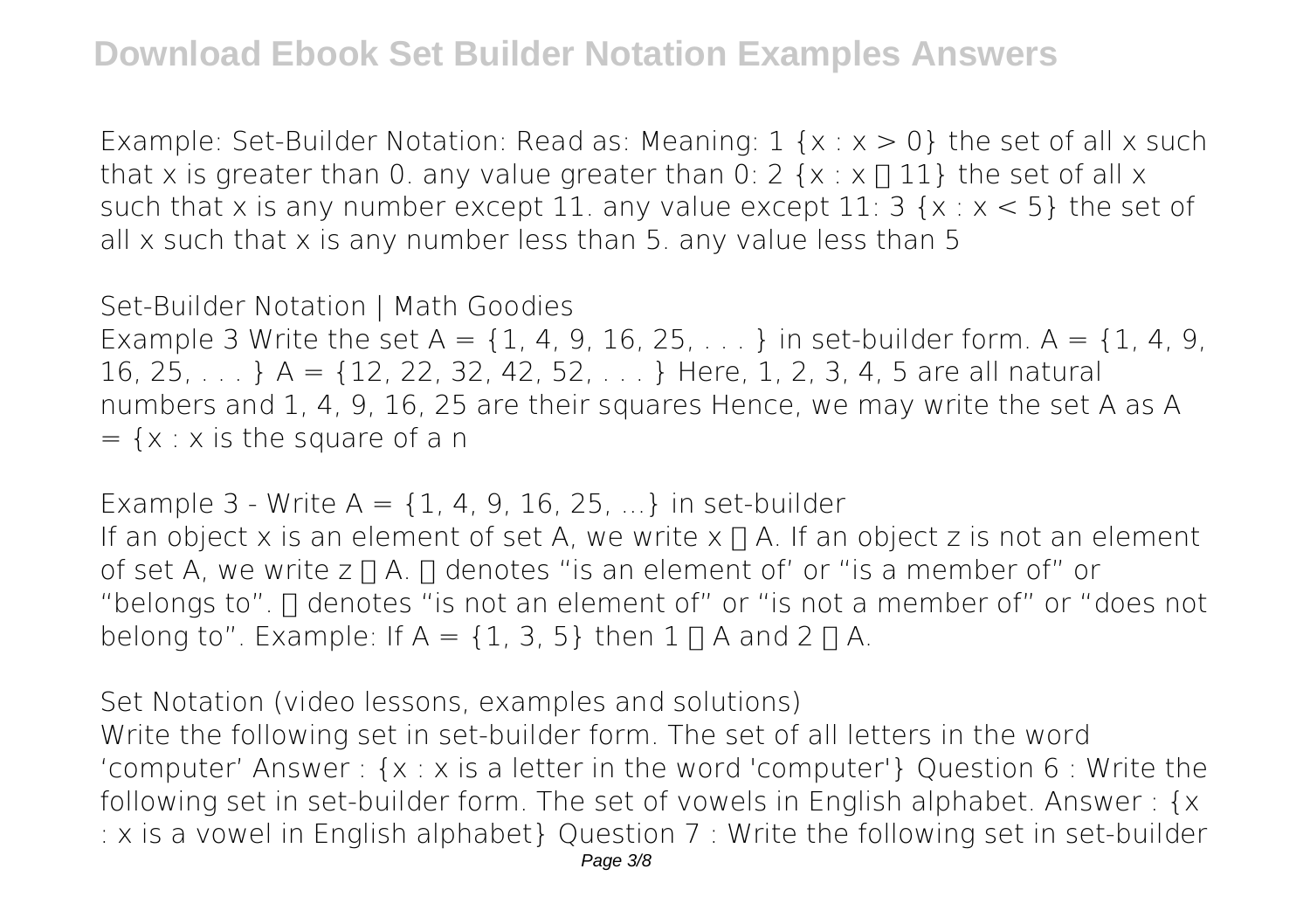Example: Set-Builder Notation: Read as: Meaning: 1 $\{x : x > 0\}$ the set of all x such that x is greater than 0. any value greater than 0: 2 $\{x : x \neq 11\}$ the set of all x such that x is any number except 11. any value except 11: 3 $\{x : x < 5\}$ the set of all x such that x is any number less than 5. any value less than 5

Set-Builder Notation | Math Goodies

Example 3 Write the set $A = \{1, 4, 9, 16, 25, \ldots\}$ in set-builder form. $A = \{1, 4, 9, 16, 25, \ldots\}$ $A = \{12, 22, 32, 42, 52, \ldots\}$ Here, 1, 2, 3, 4, 5 are all natural numbers and 1, 4, 9, 16, 25 are their squares Hence, we may write the set A as $A = \{x : x$ is the square of a n

Example 3 - Write $A = \{1, 4, 9, 16, 25, \ldots\}$ in set-builder

If an object x is an element of set A, we write $x \in A$. If an object z is not an element of set A, we write $z \notin A$. $\in$ denotes "is an element of' or "is a member of" or "belongs to". $\notin$ denotes "is not an element of" or "is not a member of" or "does not belong to". Example: If $A = \{1, 3, 5\}$ then $1 \in A$ and $2 \notin A$.

Set Notation (video lessons, examples and solutions)

Write the following set in set-builder form. The set of all letters in the word 'computer' Answer : {x : x is a letter in the word 'computer'} Question 6 : Write the following set in set-builder form. The set of vowels in English alphabet. Answer : {x : x is a vowel in English alphabet} Question 7 : Write the following set in set-builder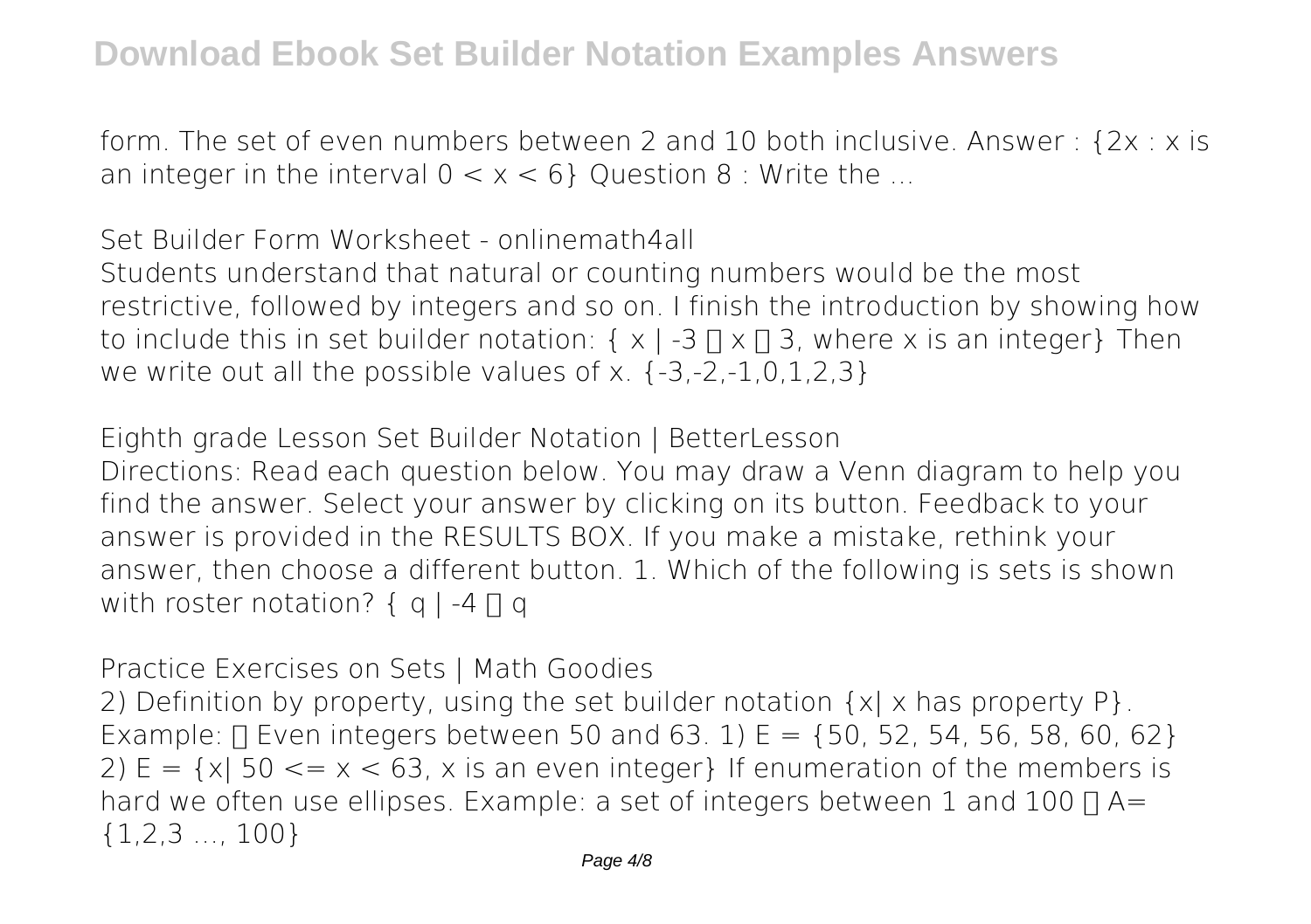form. The set of even numbers between 2 and 10 both inclusive. Answer : $\{2x : x$ is an integer in the interval $0 < x < 6\}$ Question 8 : Write the ...

**Set Builder Form Worksheet - onlinemath4all**

Students understand that natural or counting numbers would be the most restrictive, followed by integers and so on. I finish the introduction by showing how to include this in set builder notation: $\{ x \mid -3 \leq x \leq 3$, where x is an integer$\}$ Then we write out all the possible values of x. $\{-3,-2,-1,0,1,2,3\}$

**Eighth grade Lesson Set Builder Notation | BetterLesson**

Directions: Read each question below. You may draw a Venn diagram to help you find the answer. Select your answer by clicking on its button. Feedback to your answer is provided in the RESULTS BOX. If you make a mistake, rethink your answer, then choose a different button. 1. Which of the following is sets is shown with roster notation? $\{ q \mid -4 \leq q$

**Practice Exercises on Sets | Math Goodies**

2) Definition by property, using the set builder notation $\{x \mid x$ has property $P\}$. Example: • Even integers between 50 and 63. 1) $E = \{50, 52, 54, 56, 58, 60, 62\}$ 2) $E = \{x \mid 50 <= x < 63$, x is an even integer$\}$ If enumeration of the members is hard we often use ellipses. Example: a set of integers between 1 and 100 • $A= \{1,2,3 \ldots, 100\}$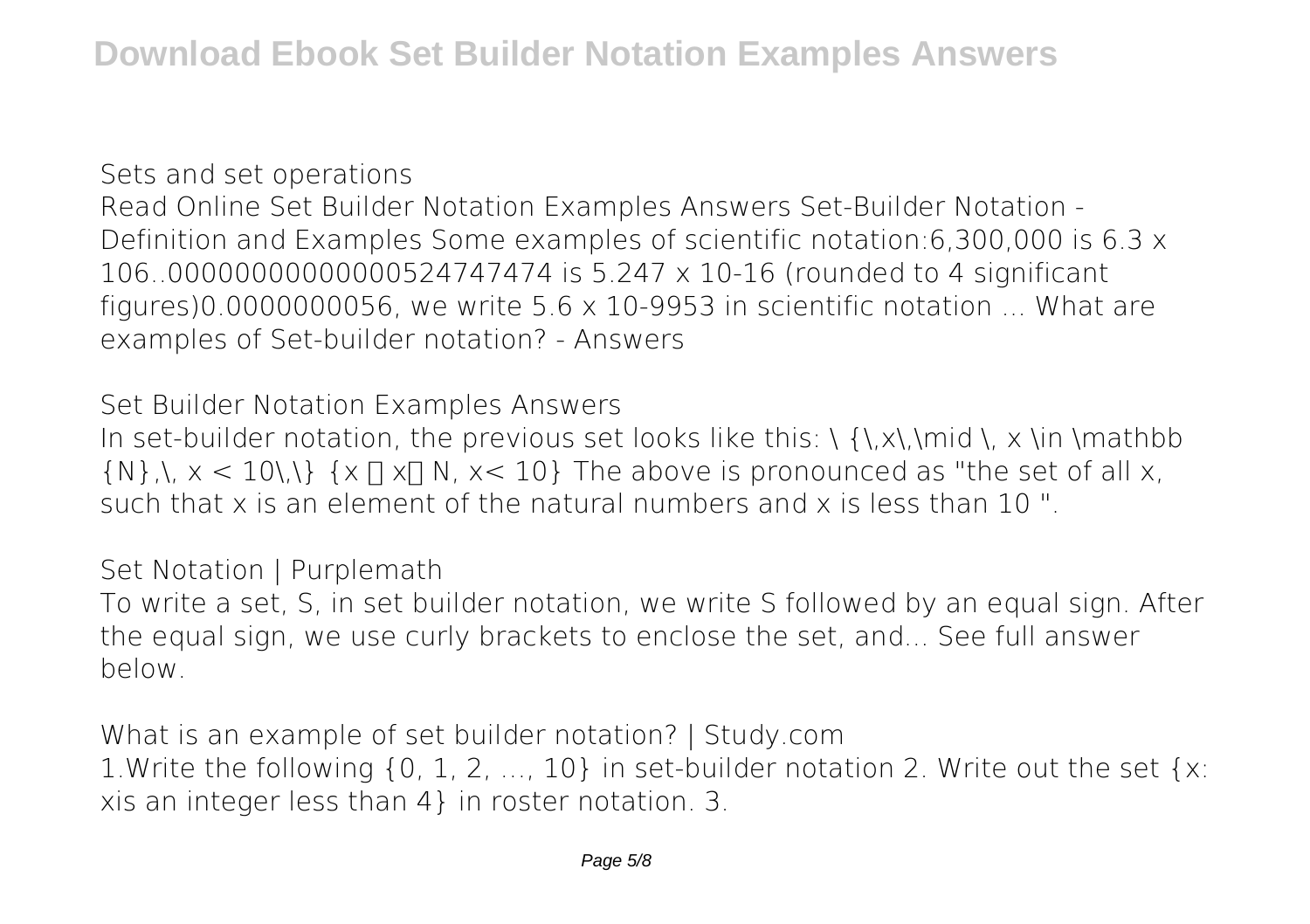Sets and set operations

Read Online Set Builder Notation Examples Answers Set-Builder Notation - Definition and Examples Some examples of scientific notation:6,300,000 is 6.3 x 106..0000000000000524747474 is 5.247 x 10-16 (rounded to 4 significant figures)0.0000000056, we write 5.6 x 10-9953 in scientific notation ... What are examples of Set-builder notation? - Answers

Set Builder Notation Examples Answers

In set-builder notation, the previous set looks like this: \ {\,x\,\mid \, x \in \mathbb {N},\, x < 10\,\} $\{x \mid x \in N, x< 10\}$ The above is pronounced as "the set of all x, such that x is an element of the natural numbers and x is less than 10 ".

Set Notation | Purplemath

To write a set, S, in set builder notation, we write S followed by an equal sign. After the equal sign, we use curly brackets to enclose the set, and... See full answer below.

What is an example of set builder notation? | Study.com

1.Write the following {0, 1, 2, ..., 10} in set-builder notation 2. Write out the set {x: xis an integer less than 4} in roster notation. 3.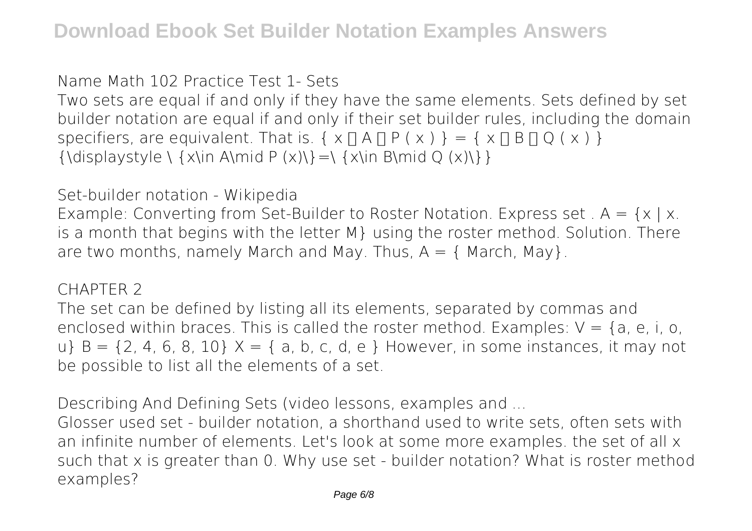**Name Math 102 Practice Test 1- Sets**

Two sets are equal if and only if they have the same elements. Sets defined by set builder notation are equal if and only if their set builder rules, including the domain specifiers, are equivalent. That is. $\{ x \in A \mid P(x) \} = \{ x \in B \mid Q(x) \}$ {\displaystyle \ {x\in A\mid P (x)\}=\ {x\in B\mid Q (x)\}}

**Set-builder notation - Wikipedia**

Example: Converting from Set-Builder to Roster Notation. Express set . A = {x | x. is a month that begins with the letter M} using the roster method. Solution. There are two months, namely March and May. Thus, A = { March, May}.

**CHAPTER 2**

The set can be defined by listing all its elements, separated by commas and enclosed within braces. This is called the roster method. Examples: V = {a, e, i, o, u} B = {2, 4, 6, 8, 10} X = { a, b, c, d, e } However, in some instances, it may not be possible to list all the elements of a set.

**Describing And Defining Sets (video lessons, examples and ...**

Glosser used set - builder notation, a shorthand used to write sets, often sets with an infinite number of elements. Let's look at some more examples. the set of all x such that x is greater than 0. Why use set - builder notation? What is roster method examples?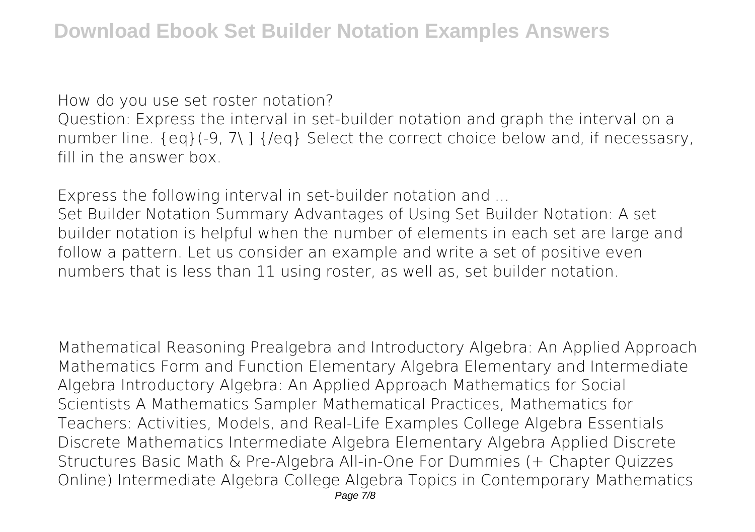How do you use set roster notation?

Question: Express the interval in set-builder notation and graph the interval on a number line. {eq}(-9, 7\ ] {/eq} Select the correct choice below and, if necessasry, fill in the answer box.

Express the following interval in set-builder notation and ...

Set Builder Notation Summary Advantages of Using Set Builder Notation: A set builder notation is helpful when the number of elements in each set are large and follow a pattern. Let us consider an example and write a set of positive even numbers that is less than 11 using roster, as well as, set builder notation.

Mathematical Reasoning Prealgebra and Introductory Algebra: An Applied Approach Mathematics Form and Function Elementary Algebra Elementary and Intermediate Algebra Introductory Algebra: An Applied Approach Mathematics for Social Scientists A Mathematics Sampler Mathematical Practices, Mathematics for Teachers: Activities, Models, and Real-Life Examples College Algebra Essentials Discrete Mathematics Intermediate Algebra Elementary Algebra Applied Discrete Structures Basic Math & Pre-Algebra All-in-One For Dummies (+ Chapter Quizzes Online) Intermediate Algebra College Algebra Topics in Contemporary Mathematics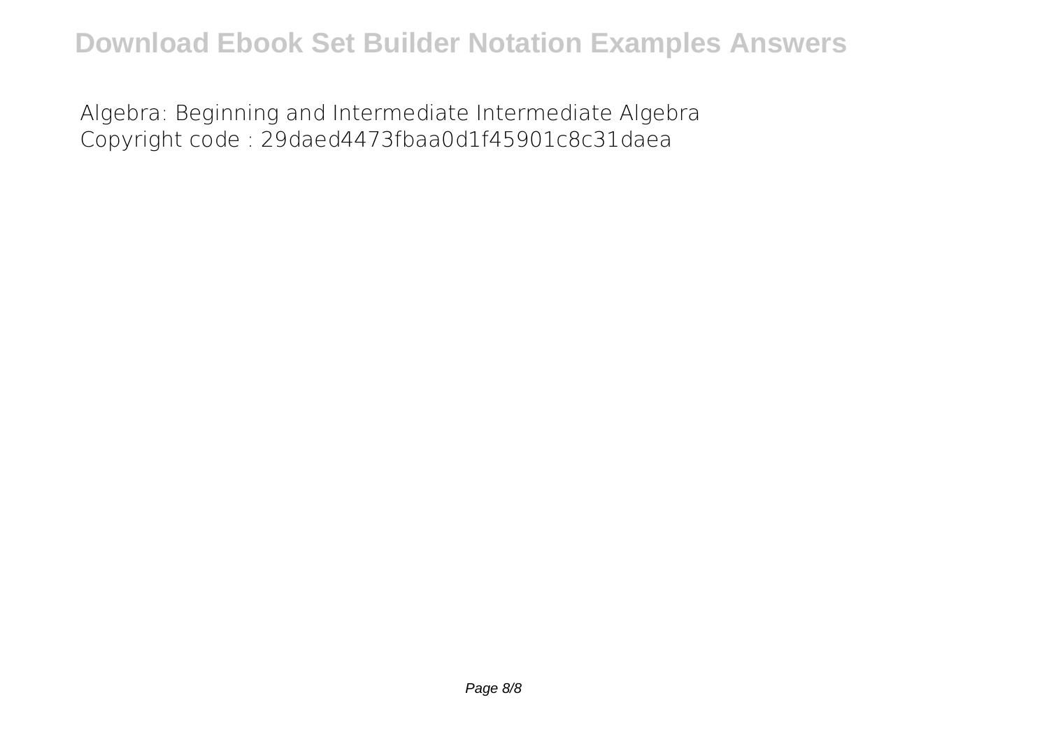Algebra: Beginning and Intermediate Intermediate Algebra
Copyright code : 29daed4473fbaa0d1f45901c8c31daea